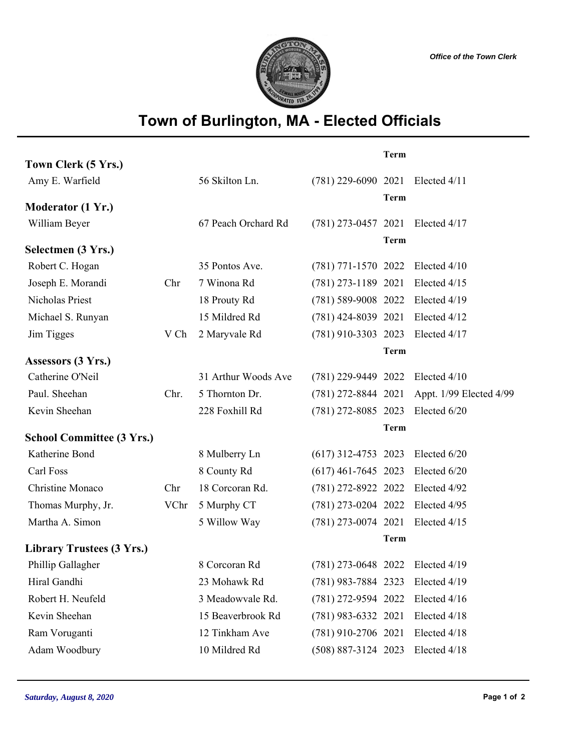*Office of the Town Clerk*

# Town of Burlington, MA - Elected Officials

## Town Clerk (5 Yrs.)

| Name | | Address | Phone | Term | |
|---|---|---|---|---|---|
| Amy E. Warfield | | 56 Skilton Ln. | (781) 229-6090 | 2021 | Elected 4/11 |

## Moderator (1 Yr.)

| Name | | Address | Phone | Term | |
|---|---|---|---|---|---|
| William Beyer | | 67 Peach Orchard Rd | (781) 273-0457 | 2021 | Elected 4/17 |

## Selectmen (3 Yrs.)

| Name | | Address | Phone | Term | |
|---|---|---|---|---|---|
| Robert C. Hogan | | 35 Pontos Ave. | (781) 771-1570 | 2022 | Elected 4/10 |
| Joseph E. Morandi | Chr | 7 Winona Rd | (781) 273-1189 | 2021 | Elected 4/15 |
| Nicholas Priest | | 18 Prouty Rd | (781) 589-9008 | 2022 | Elected 4/19 |
| Michael S. Runyan | | 15 Mildred Rd | (781) 424-8039 | 2021 | Elected 4/12 |
| Jim Tigges | V Ch | 2 Maryvale Rd | (781) 910-3303 | 2023 | Elected 4/17 |

## Assessors (3 Yrs.)

| Name | | Address | Phone | Term | |
|---|---|---|---|---|---|
| Catherine O'Neil | | 31 Arthur Woods Ave | (781) 229-9449 | 2022 | Elected 4/10 |
| Paul. Sheehan | Chr. | 5 Thornton Dr. | (781) 272-8844 | 2021 | Appt. 1/99 Elected 4/99 |
| Kevin Sheehan | | 228 Foxhill Rd | (781) 272-8085 | 2023 | Elected 6/20 |

## School Committee (3 Yrs.)

| Name | | Address | Phone | Term | |
|---|---|---|---|---|---|
| Katherine Bond | | 8 Mulberry Ln | (617) 312-4753 | 2023 | Elected 6/20 |
| Carl Foss | | 8 County Rd | (617) 461-7645 | 2023 | Elected 6/20 |
| Christine Monaco | Chr | 18 Corcoran Rd. | (781) 272-8922 | 2022 | Elected 4/92 |
| Thomas Murphy, Jr. | VChr | 5 Murphy CT | (781) 273-0204 | 2022 | Elected 4/95 |
| Martha A. Simon | | 5 Willow Way | (781) 273-0074 | 2021 | Elected 4/15 |

## Library Trustees (3 Yrs.)

| Name | | Address | Phone | Term | |
|---|---|---|---|---|---|
| Phillip Gallagher | | 8 Corcoran Rd | (781) 273-0648 | 2022 | Elected 4/19 |
| Hiral Gandhi | | 23 Mohawk Rd | (781) 983-7884 | 2323 | Elected 4/19 |
| Robert H. Neufeld | | 3 Meadowvale Rd. | (781) 272-9594 | 2022 | Elected 4/16 |
| Kevin Sheehan | | 15 Beaverbrook Rd | (781) 983-6332 | 2021 | Elected 4/18 |
| Ram Voruganti | | 12 Tinkham Ave | (781) 910-2706 | 2021 | Elected 4/18 |
| Adam Woodbury | | 10 Mildred Rd | (508) 887-3124 | 2023 | Elected 4/18 |

*Saturday, August 8, 2020*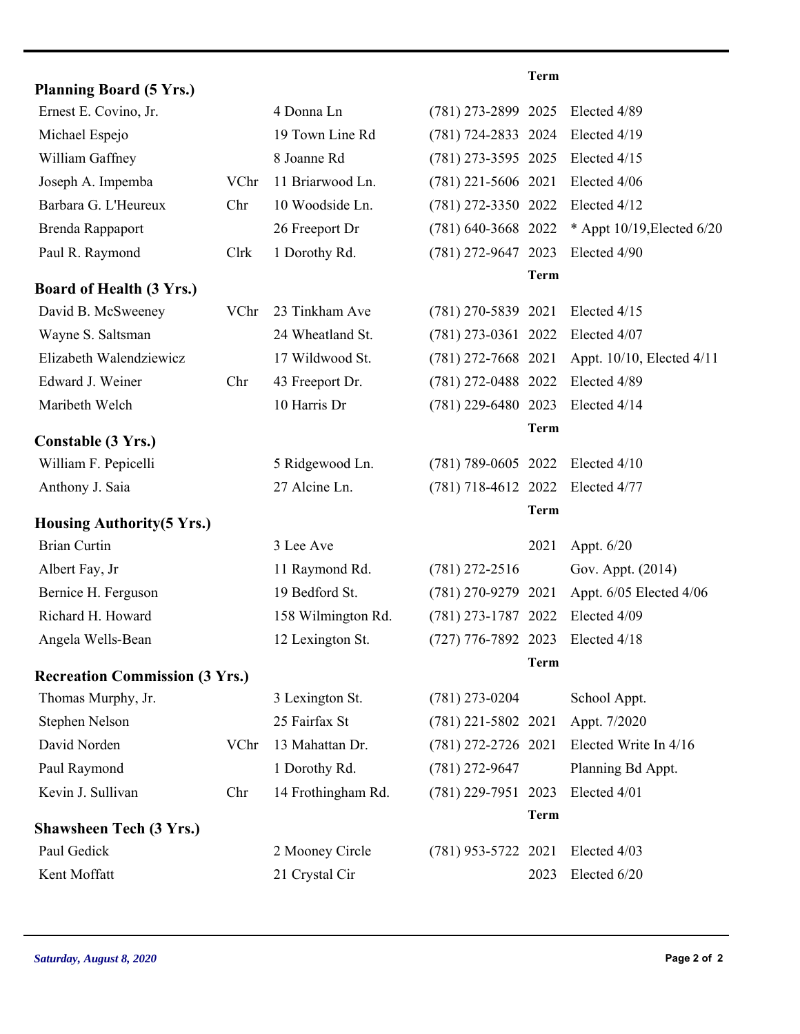## Planning Board (5 Yrs.)

| | | | | Term | |
|---|---|---|---|---|---|
| Ernest E. Covino, Jr. | | 4 Donna Ln | (781) 273-2899 | 2025 | Elected 4/89 |
| Michael Espejo | | 19 Town Line Rd | (781) 724-2833 | 2024 | Elected 4/19 |
| William Gaffney | | 8 Joanne Rd | (781) 273-3595 | 2025 | Elected 4/15 |
| Joseph A. Impemba | VChr | 11 Briarwood Ln. | (781) 221-5606 | 2021 | Elected 4/06 |
| Barbara G. L'Heureux | Chr | 10 Woodside Ln. | (781) 272-3350 | 2022 | Elected 4/12 |
| Brenda Rappaport | | 26 Freeport Dr | (781) 640-3668 | 2022 | * Appt 10/19,Elected 6/20 |
| Paul R. Raymond | Clrk | 1 Dorothy Rd. | (781) 272-9647 | 2023 | Elected 4/90 |

## Board of Health (3 Yrs.)

| | | | | Term | |
|---|---|---|---|---|---|
| David B. McSweeney | VChr | 23 Tinkham Ave | (781) 270-5839 | 2021 | Elected 4/15 |
| Wayne S. Saltsman | | 24 Wheatland St. | (781) 273-0361 | 2022 | Elected 4/07 |
| Elizabeth Walendziewicz | | 17 Wildwood St. | (781) 272-7668 | 2021 | Appt. 10/10, Elected 4/11 |
| Edward J. Weiner | Chr | 43 Freeport Dr. | (781) 272-0488 | 2022 | Elected 4/89 |
| Maribeth Welch | | 10 Harris Dr | (781) 229-6480 | 2023 | Elected 4/14 |

## Constable (3 Yrs.)

| | | | | Term | |
|---|---|---|---|---|---|
| William F. Pepicelli | | 5 Ridgewood Ln. | (781) 789-0605 | 2022 | Elected 4/10 |
| Anthony J. Saia | | 27 Alcine Ln. | (781) 718-4612 | 2022 | Elected 4/77 |

## Housing Authority(5 Yrs.)

| | | | | Term | |
|---|---|---|---|---|---|
| Brian Curtin | | 3 Lee Ave | | 2021 | Appt. 6/20 |
| Albert Fay, Jr | | 11 Raymond Rd. | (781) 272-2516 | | Gov. Appt. (2014) |
| Bernice H. Ferguson | | 19 Bedford St. | (781) 270-9279 | 2021 | Appt. 6/05 Elected 4/06 |
| Richard H. Howard | | 158 Wilmington Rd. | (781) 273-1787 | 2022 | Elected 4/09 |
| Angela Wells-Bean | | 12 Lexington St. | (727) 776-7892 | 2023 | Elected 4/18 |

## Recreation Commission (3 Yrs.)

| | | | | Term | |
|---|---|---|---|---|---|
| Thomas Murphy, Jr. | | 3 Lexington St. | (781) 273-0204 | | School Appt. |
| Stephen Nelson | | 25 Fairfax St | (781) 221-5802 | 2021 | Appt. 7/2020 |
| David Norden | VChr | 13 Mahattan Dr. | (781) 272-2726 | 2021 | Elected Write In 4/16 |
| Paul Raymond | | 1 Dorothy Rd. | (781) 272-9647 | | Planning Bd Appt. |
| Kevin J. Sullivan | Chr | 14 Frothingham Rd. | (781) 229-7951 | 2023 | Elected 4/01 |

## Shawsheen Tech (3 Yrs.)

| | | | | Term | |
|---|---|---|---|---|---|
| Paul Gedick | | 2 Mooney Circle | (781) 953-5722 | 2021 | Elected 4/03 |
| Kent Moffatt | | 21 Crystal Cir | | 2023 | Elected 6/20 |

*Saturday, August 8, 2020*